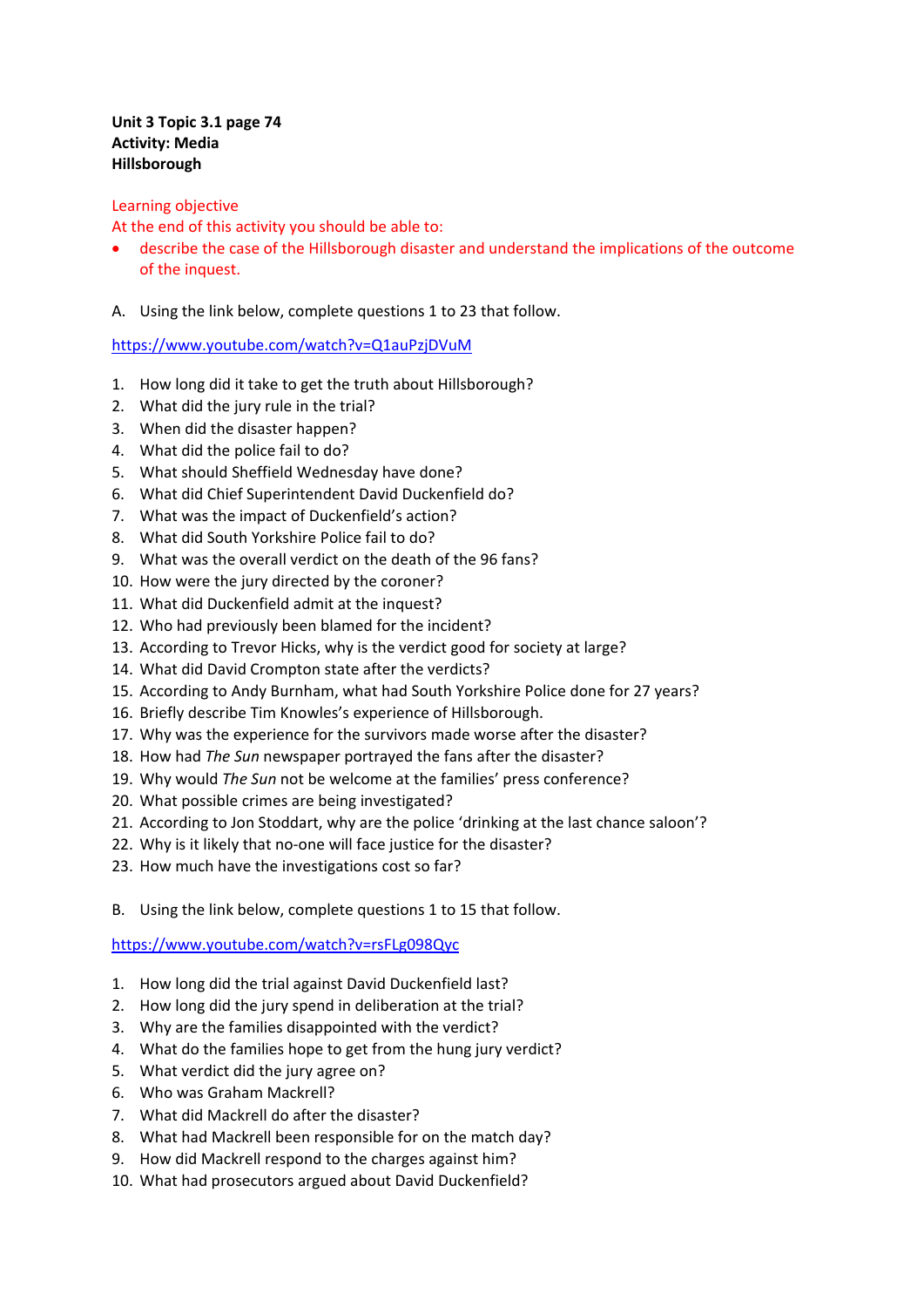**Unit 3 Topic 3.1 page 74**
**Activity: Media**
**Hillsborough**

Learning objective
At the end of this activity you should be able to:

- describe the case of the Hillsborough disaster and understand the implications of the outcome of the inquest.

A. Using the link below, complete questions 1 to 23 that follow.

https://www.youtube.com/watch?v=Q1auPzjDVuM

1. How long did it take to get the truth about Hillsborough?
2. What did the jury rule in the trial?
3. When did the disaster happen?
4. What did the police fail to do?
5. What should Sheffield Wednesday have done?
6. What did Chief Superintendent David Duckenfield do?
7. What was the impact of Duckenfield's action?
8. What did South Yorkshire Police fail to do?
9. What was the overall verdict on the death of the 96 fans?
10. How were the jury directed by the coroner?
11. What did Duckenfield admit at the inquest?
12. Who had previously been blamed for the incident?
13. According to Trevor Hicks, why is the verdict good for society at large?
14. What did David Crompton state after the verdicts?
15. According to Andy Burnham, what had South Yorkshire Police done for 27 years?
16. Briefly describe Tim Knowles's experience of Hillsborough.
17. Why was the experience for the survivors made worse after the disaster?
18. How had *The Sun* newspaper portrayed the fans after the disaster?
19. Why would *The Sun* not be welcome at the families' press conference?
20. What possible crimes are being investigated?
21. According to Jon Stoddart, why are the police 'drinking at the last chance saloon'?
22. Why is it likely that no-one will face justice for the disaster?
23. How much have the investigations cost so far?

B. Using the link below, complete questions 1 to 15 that follow.

https://www.youtube.com/watch?v=rsFLg098Qyc

1. How long did the trial against David Duckenfield last?
2. How long did the jury spend in deliberation at the trial?
3. Why are the families disappointed with the verdict?
4. What do the families hope to get from the hung jury verdict?
5. What verdict did the jury agree on?
6. Who was Graham Mackrell?
7. What did Mackrell do after the disaster?
8. What had Mackrell been responsible for on the match day?
9. How did Mackrell respond to the charges against him?
10. What had prosecutors argued about David Duckenfield?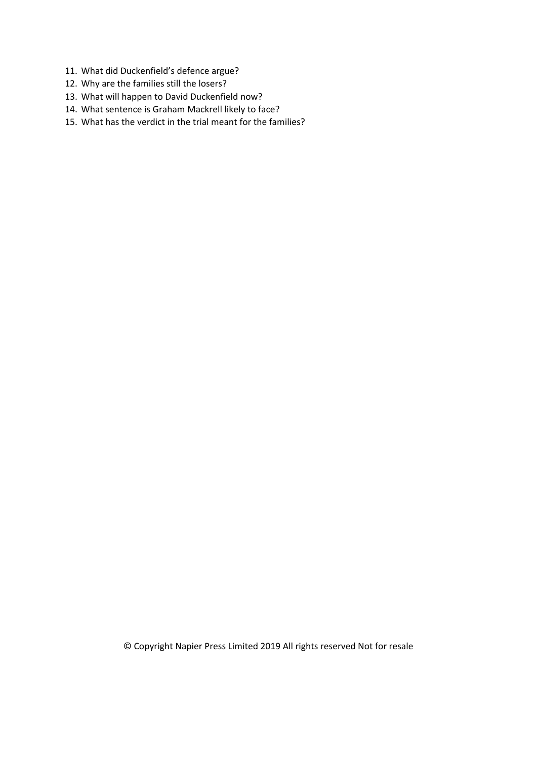11. What did Duckenfield's defence argue?
12. Why are the families still the losers?
13. What will happen to David Duckenfield now?
14. What sentence is Graham Mackrell likely to face?
15. What has the verdict in the trial meant for the families?

© Copyright Napier Press Limited 2019 All rights reserved Not for resale